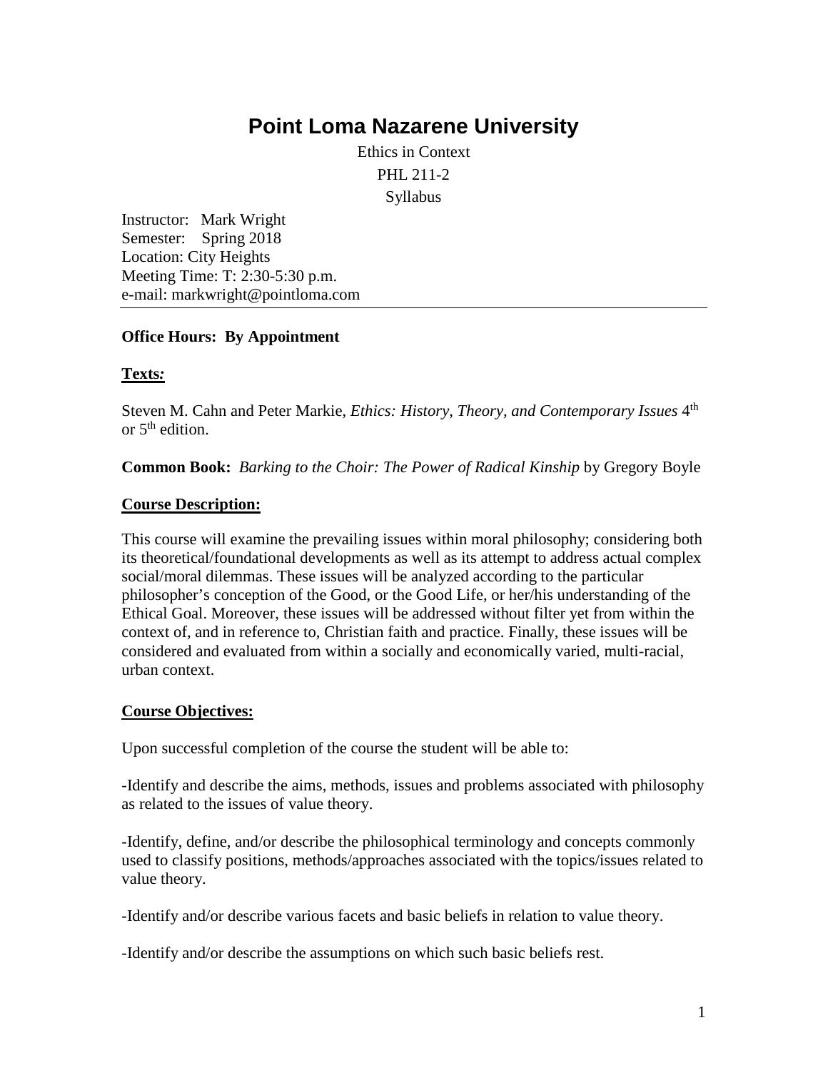# Point Loma Nazarene University

Ethics in Context

PHL 211-2

Syllabus

Instructor: Mark Wright
Semester: Spring 2018
Location: City Heights
Meeting Time: T: 2:30-5:30 p.m.
e-mail: markwright@pointloma.com

---

**Office Hours: By Appointment**

**Texts:**

Steven M. Cahn and Peter Markie, *Ethics: History, Theory, and Contemporary Issues* 4th or 5th edition.

**Common Book:** *Barking to the Choir: The Power of Radical Kinship* by Gregory Boyle

**Course Description:**

This course will examine the prevailing issues within moral philosophy; considering both its theoretical/foundational developments as well as its attempt to address actual complex social/moral dilemmas. These issues will be analyzed according to the particular philosopher's conception of the Good, or the Good Life, or her/his understanding of the Ethical Goal. Moreover, these issues will be addressed without filter yet from within the context of, and in reference to, Christian faith and practice. Finally, these issues will be considered and evaluated from within a socially and economically varied, multi-racial, urban context.

**Course Objectives:**

Upon successful completion of the course the student will be able to:

-Identify and describe the aims, methods, issues and problems associated with philosophy as related to the issues of value theory.

-Identify, define, and/or describe the philosophical terminology and concepts commonly used to classify positions, methods/approaches associated with the topics/issues related to value theory.

-Identify and/or describe various facets and basic beliefs in relation to value theory.

-Identify and/or describe the assumptions on which such basic beliefs rest.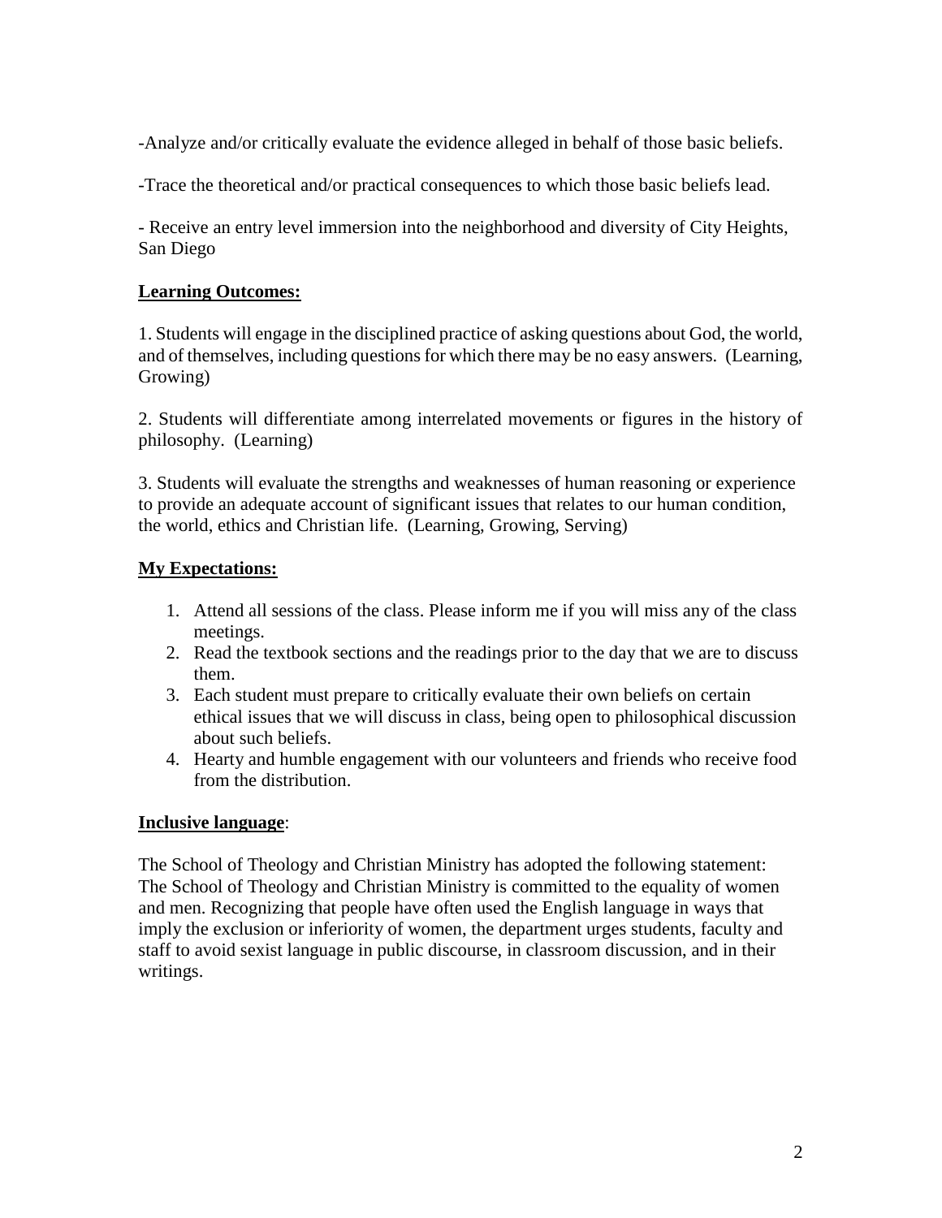-Analyze and/or critically evaluate the evidence alleged in behalf of those basic beliefs.

-Trace the theoretical and/or practical consequences to which those basic beliefs lead.

- Receive an entry level immersion into the neighborhood and diversity of City Heights, San Diego

**Learning Outcomes:**

1. Students will engage in the disciplined practice of asking questions about God, the world, and of themselves, including questions for which there may be no easy answers. (Learning, Growing)

2. Students will differentiate among interrelated movements or figures in the history of philosophy. (Learning)

3. Students will evaluate the strengths and weaknesses of human reasoning or experience to provide an adequate account of significant issues that relates to our human condition, the world, ethics and Christian life. (Learning, Growing, Serving)

**My Expectations:**

1. Attend all sessions of the class. Please inform me if you will miss any of the class meetings.
2. Read the textbook sections and the readings prior to the day that we are to discuss them.
3. Each student must prepare to critically evaluate their own beliefs on certain ethical issues that we will discuss in class, being open to philosophical discussion about such beliefs.
4. Hearty and humble engagement with our volunteers and friends who receive food from the distribution.

**Inclusive language**:

The School of Theology and Christian Ministry has adopted the following statement: The School of Theology and Christian Ministry is committed to the equality of women and men. Recognizing that people have often used the English language in ways that imply the exclusion or inferiority of women, the department urges students, faculty and staff to avoid sexist language in public discourse, in classroom discussion, and in their writings.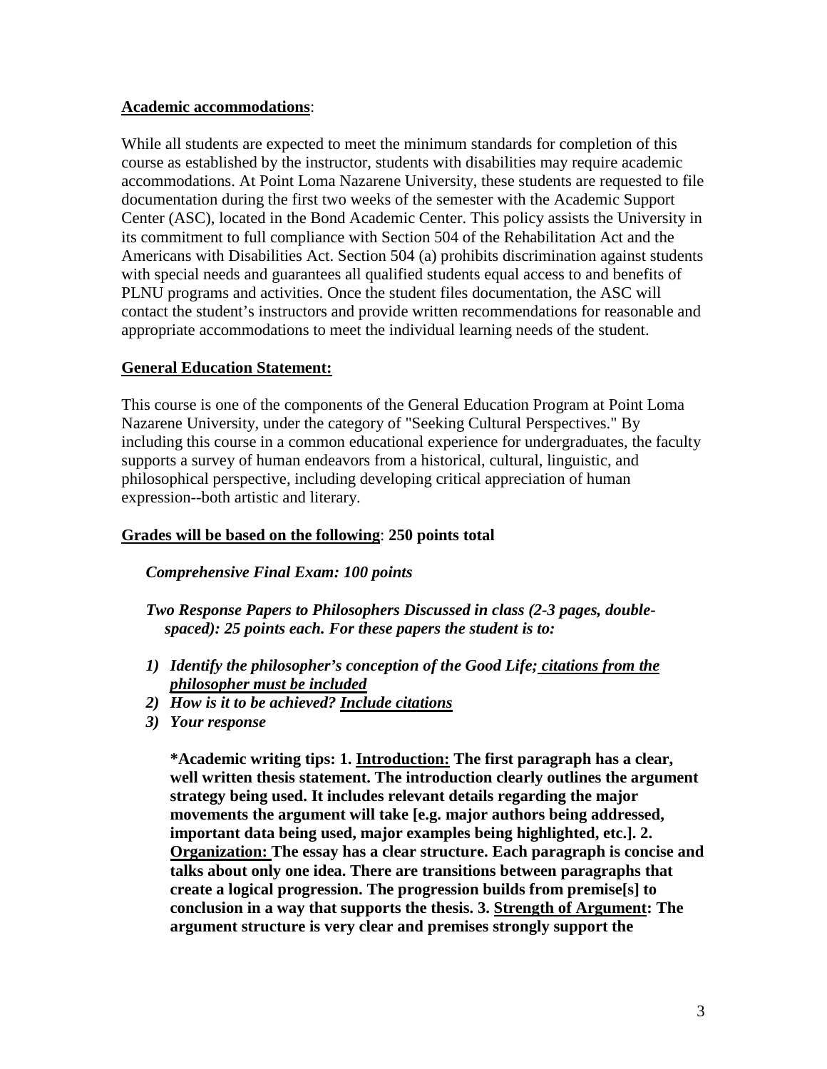**Academic accommodations**:

While all students are expected to meet the minimum standards for completion of this course as established by the instructor, students with disabilities may require academic accommodations. At Point Loma Nazarene University, these students are requested to file documentation during the first two weeks of the semester with the Academic Support Center (ASC), located in the Bond Academic Center. This policy assists the University in its commitment to full compliance with Section 504 of the Rehabilitation Act and the Americans with Disabilities Act. Section 504 (a) prohibits discrimination against students with special needs and guarantees all qualified students equal access to and benefits of PLNU programs and activities. Once the student files documentation, the ASC will contact the student's instructors and provide written recommendations for reasonable and appropriate accommodations to meet the individual learning needs of the student.

**General Education Statement:**

This course is one of the components of the General Education Program at Point Loma Nazarene University, under the category of "Seeking Cultural Perspectives." By including this course in a common educational experience for undergraduates, the faculty supports a survey of human endeavors from a historical, cultural, linguistic, and philosophical perspective, including developing critical appreciation of human expression--both artistic and literary.

**Grades will be based on the following**: **250 points total**

***Comprehensive Final Exam: 100 points***

***Two Response Papers to Philosophers Discussed in class (2-3 pages, double-spaced): 25 points each. For these papers the student is to:***

1) ***Identify the philosopher's conception of the Good Life; citations from the philosopher must be included***
2) ***How is it to be achieved? Include citations***
3) ***Your response***

**\*Academic writing tips: 1. Introduction: The first paragraph has a clear, well written thesis statement. The introduction clearly outlines the argument strategy being used. It includes relevant details regarding the major movements the argument will take [e.g. major authors being addressed, important data being used, major examples being highlighted, etc.]. 2. Organization: The essay has a clear structure. Each paragraph is concise and talks about only one idea. There are transitions between paragraphs that create a logical progression. The progression builds from premise[s] to conclusion in a way that supports the thesis. 3. Strength of Argument: The argument structure is very clear and premises strongly support the**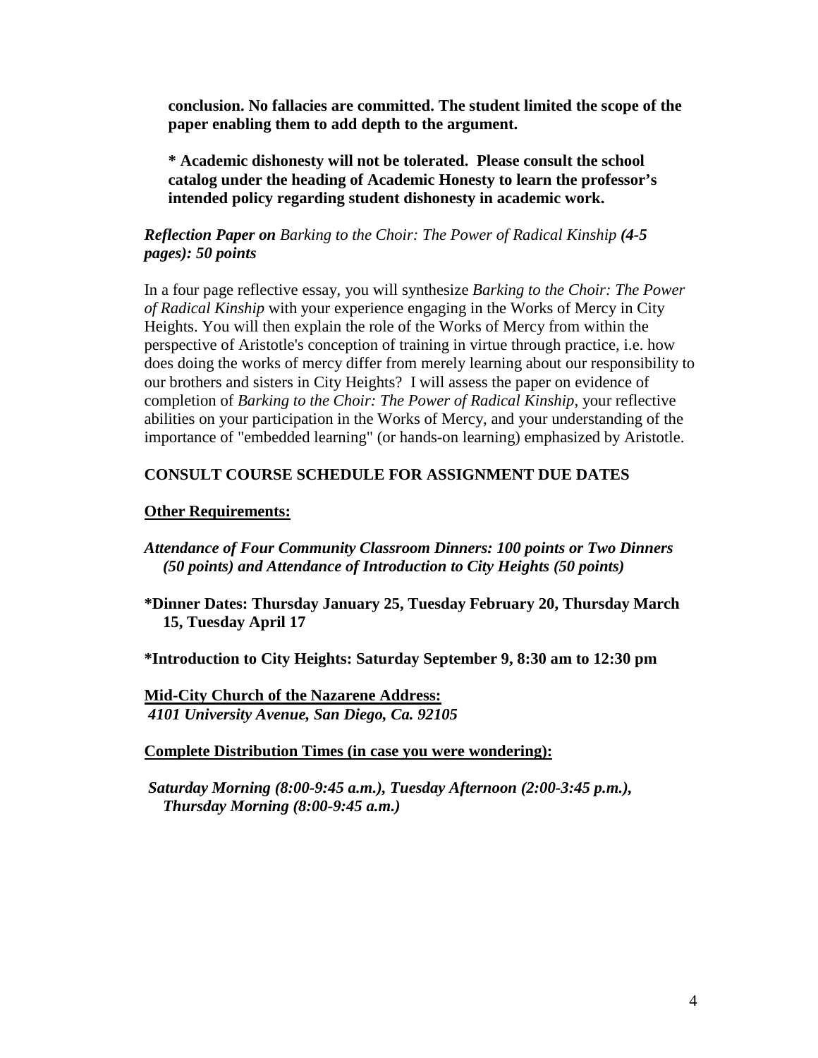**conclusion. No fallacies are committed. The student limited the scope of the paper enabling them to add depth to the argument.**

**\* Academic dishonesty will not be tolerated. Please consult the school catalog under the heading of Academic Honesty to learn the professor's intended policy regarding student dishonesty in academic work.**

***Reflection Paper on*** *Barking to the Choir: The Power of Radical Kinship* ***(4-5 pages): 50 points***

In a four page reflective essay, you will synthesize *Barking to the Choir: The Power of Radical Kinship* with your experience engaging in the Works of Mercy in City Heights. You will then explain the role of the Works of Mercy from within the perspective of Aristotle's conception of training in virtue through practice, i.e. how does doing the works of mercy differ from merely learning about our responsibility to our brothers and sisters in City Heights? I will assess the paper on evidence of completion of *Barking to the Choir: The Power of Radical Kinship*, your reflective abilities on your participation in the Works of Mercy, and your understanding of the importance of "embedded learning" (or hands-on learning) emphasized by Aristotle.

**CONSULT COURSE SCHEDULE FOR ASSIGNMENT DUE DATES**

**<u>Other Requirements:</u>**

***Attendance of Four Community Classroom Dinners: 100 points or Two Dinners (50 points) and Attendance of Introduction to City Heights (50 points)***

**\*Dinner Dates: Thursday January 25, Tuesday February 20, Thursday March 15, Tuesday April 17**

**\*Introduction to City Heights: Saturday September 9, 8:30 am to 12:30 pm**

**<u>Mid-City Church of the Nazarene Address:</u>**
***4101 University Avenue, San Diego, Ca. 92105***

**<u>Complete Distribution Times (in case you were wondering):</u>**

***Saturday Morning (8:00-9:45 a.m.), Tuesday Afternoon (2:00-3:45 p.m.), Thursday Morning (8:00-9:45 a.m.)***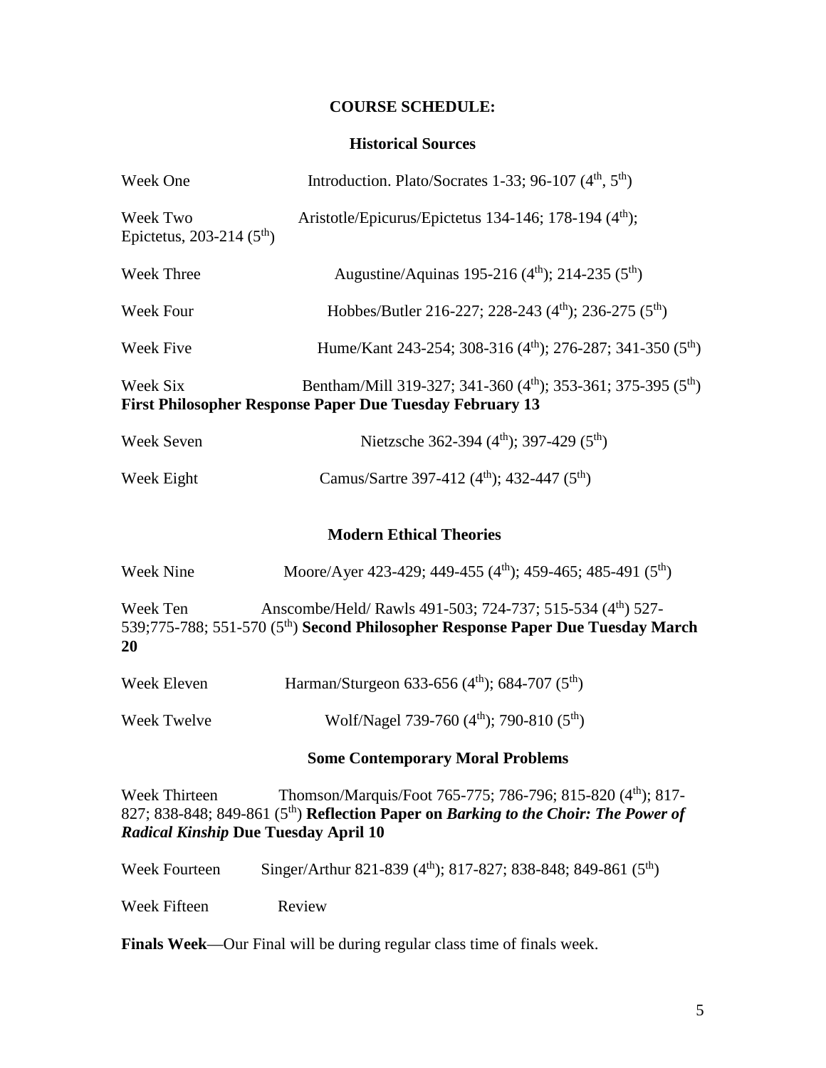## COURSE SCHEDULE:

### Historical Sources

Week One Introduction. Plato/Socrates 1-33; 96-107 (4th, 5th)

Week Two Aristotle/Epicurus/Epictetus 134-146; 178-194 (4th); Epictetus, 203-214 (5th)

Week Three Augustine/Aquinas 195-216 (4th); 214-235 (5th)

Week Four Hobbes/Butler 216-227; 228-243 (4th); 236-275 (5th)

Week Five Hume/Kant 243-254; 308-316 (4th); 276-287; 341-350 (5th)

Week Six Bentham/Mill 319-327; 341-360 (4th); 353-361; 375-395 (5th)
**First Philosopher Response Paper Due Tuesday February 13**

Week Seven Nietzsche 362-394 (4th); 397-429 (5th)

Week Eight Camus/Sartre 397-412 (4th); 432-447 (5th)

### Modern Ethical Theories

Week Nine Moore/Ayer 423-429; 449-455 (4th); 459-465; 485-491 (5th)

Week Ten Anscombe/Held/ Rawls 491-503; 724-737; 515-534 (4th) 527-539;775-788; 551-570 (5th) **Second Philosopher Response Paper Due Tuesday March 20**

Week Eleven Harman/Sturgeon 633-656 (4th); 684-707 (5th)

Week Twelve Wolf/Nagel 739-760 (4th); 790-810 (5th)

### Some Contemporary Moral Problems

Week Thirteen Thomson/Marquis/Foot 765-775; 786-796; 815-820 (4th); 817-827; 838-848; 849-861 (5th) **Reflection Paper on *Barking to the Choir: The Power of Radical Kinship* Due Tuesday April 10**

Week Fourteen Singer/Arthur 821-839 (4th); 817-827; 838-848; 849-861 (5th)

Week Fifteen Review

**Finals Week**—Our Final will be during regular class time of finals week.